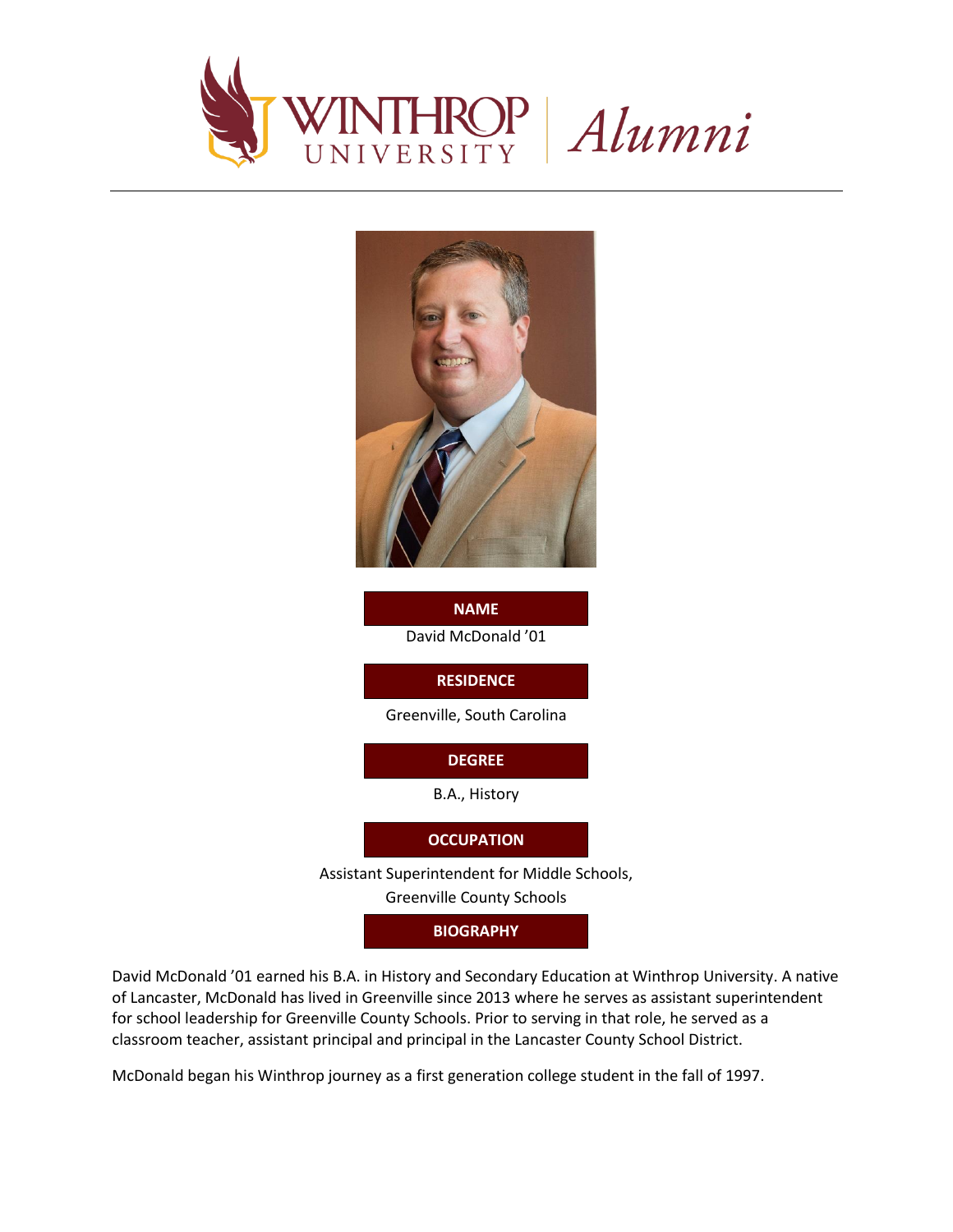WINTHROP UNIVERSITY | *Alumni*

---

**NAME**

David McDonald ’01

**RESIDENCE**

Greenville, South Carolina

**DEGREE**

B.A., History

**OCCUPATION**

Assistant Superintendent for Middle Schools,
Greenville County Schools

**BIOGRAPHY**

David McDonald ’01 earned his B.A. in History and Secondary Education at Winthrop University. A native of Lancaster, McDonald has lived in Greenville since 2013 where he serves as assistant superintendent for school leadership for Greenville County Schools. Prior to serving in that role, he served as a classroom teacher, assistant principal and principal in the Lancaster County School District.

McDonald began his Winthrop journey as a first generation college student in the fall of 1997.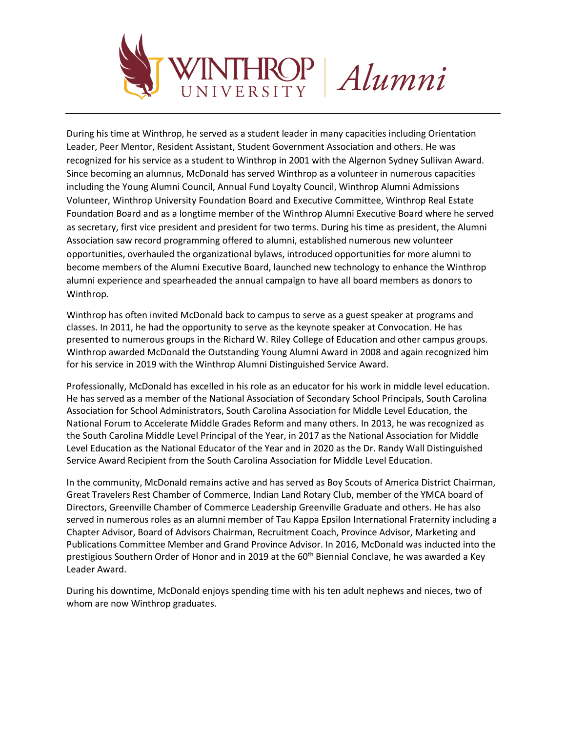During his time at Winthrop, he served as a student leader in many capacities including Orientation Leader, Peer Mentor, Resident Assistant, Student Government Association and others. He was recognized for his service as a student to Winthrop in 2001 with the Algernon Sydney Sullivan Award. Since becoming an alumnus, McDonald has served Winthrop as a volunteer in numerous capacities including the Young Alumni Council, Annual Fund Loyalty Council, Winthrop Alumni Admissions Volunteer, Winthrop University Foundation Board and Executive Committee, Winthrop Real Estate Foundation Board and as a longtime member of the Winthrop Alumni Executive Board where he served as secretary, first vice president and president for two terms. During his time as president, the Alumni Association saw record programming offered to alumni, established numerous new volunteer opportunities, overhauled the organizational bylaws, introduced opportunities for more alumni to become members of the Alumni Executive Board, launched new technology to enhance the Winthrop alumni experience and spearheaded the annual campaign to have all board members as donors to Winthrop.

Winthrop has often invited McDonald back to campus to serve as a guest speaker at programs and classes. In 2011, he had the opportunity to serve as the keynote speaker at Convocation. He has presented to numerous groups in the Richard W. Riley College of Education and other campus groups. Winthrop awarded McDonald the Outstanding Young Alumni Award in 2008 and again recognized him for his service in 2019 with the Winthrop Alumni Distinguished Service Award.

Professionally, McDonald has excelled in his role as an educator for his work in middle level education. He has served as a member of the National Association of Secondary School Principals, South Carolina Association for School Administrators, South Carolina Association for Middle Level Education, the National Forum to Accelerate Middle Grades Reform and many others. In 2013, he was recognized as the South Carolina Middle Level Principal of the Year, in 2017 as the National Association for Middle Level Education as the National Educator of the Year and in 2020 as the Dr. Randy Wall Distinguished Service Award Recipient from the South Carolina Association for Middle Level Education.

In the community, McDonald remains active and has served as Boy Scouts of America District Chairman, Great Travelers Rest Chamber of Commerce, Indian Land Rotary Club, member of the YMCA board of Directors, Greenville Chamber of Commerce Leadership Greenville Graduate and others. He has also served in numerous roles as an alumni member of Tau Kappa Epsilon International Fraternity including a Chapter Advisor, Board of Advisors Chairman, Recruitment Coach, Province Advisor, Marketing and Publications Committee Member and Grand Province Advisor. In 2016, McDonald was inducted into the prestigious Southern Order of Honor and in 2019 at the 60th Biennial Conclave, he was awarded a Key Leader Award.

During his downtime, McDonald enjoys spending time with his ten adult nephews and nieces, two of whom are now Winthrop graduates.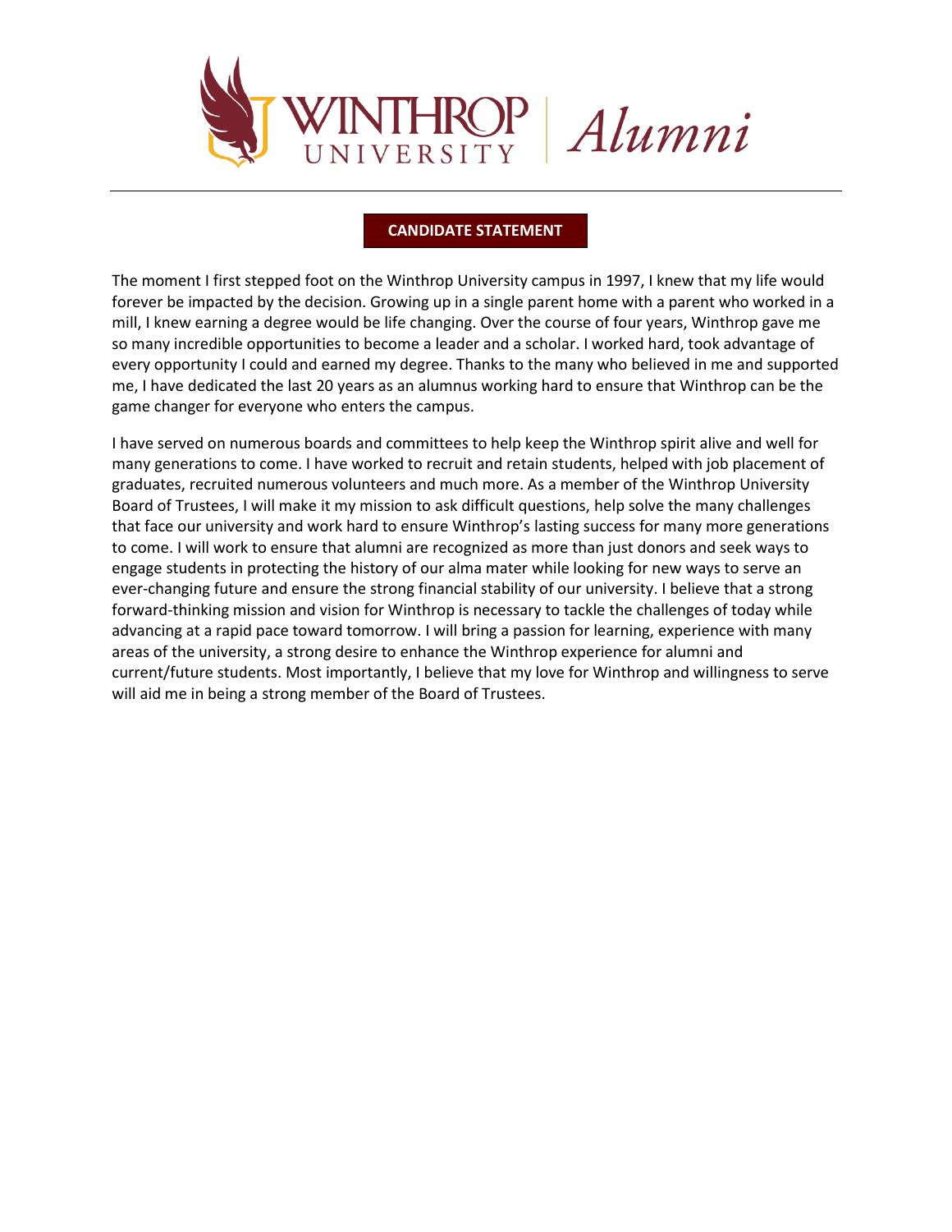WINTHROP UNIVERSITY | *Alumni*

## CANDIDATE STATEMENT

The moment I first stepped foot on the Winthrop University campus in 1997, I knew that my life would forever be impacted by the decision. Growing up in a single parent home with a parent who worked in a mill, I knew earning a degree would be life changing. Over the course of four years, Winthrop gave me so many incredible opportunities to become a leader and a scholar. I worked hard, took advantage of every opportunity I could and earned my degree. Thanks to the many who believed in me and supported me, I have dedicated the last 20 years as an alumnus working hard to ensure that Winthrop can be the game changer for everyone who enters the campus.

I have served on numerous boards and committees to help keep the Winthrop spirit alive and well for many generations to come. I have worked to recruit and retain students, helped with job placement of graduates, recruited numerous volunteers and much more. As a member of the Winthrop University Board of Trustees, I will make it my mission to ask difficult questions, help solve the many challenges that face our university and work hard to ensure Winthrop's lasting success for many more generations to come. I will work to ensure that alumni are recognized as more than just donors and seek ways to engage students in protecting the history of our alma mater while looking for new ways to serve an ever-changing future and ensure the strong financial stability of our university. I believe that a strong forward-thinking mission and vision for Winthrop is necessary to tackle the challenges of today while advancing at a rapid pace toward tomorrow. I will bring a passion for learning, experience with many areas of the university, a strong desire to enhance the Winthrop experience for alumni and current/future students. Most importantly, I believe that my love for Winthrop and willingness to serve will aid me in being a strong member of the Board of Trustees.